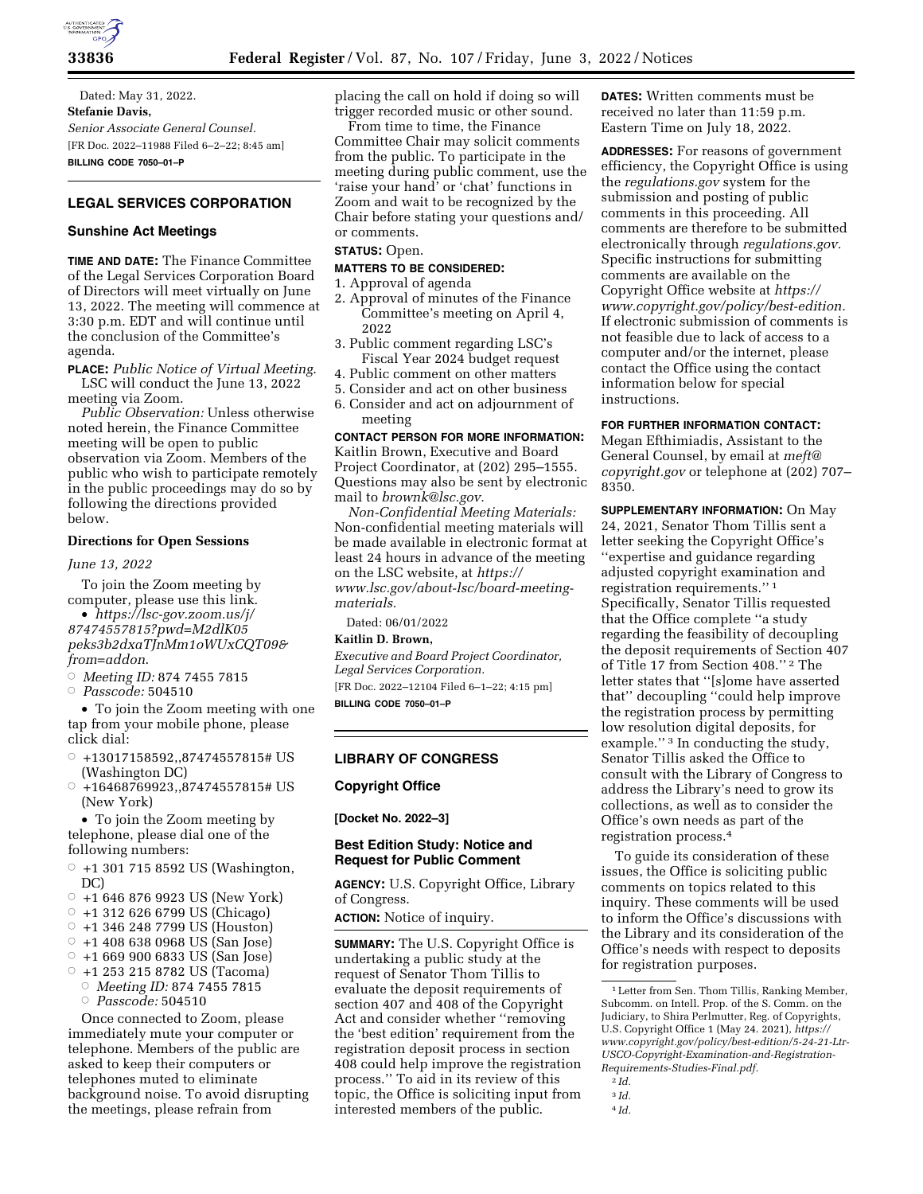Dated: May 31, 2022.

**Stefanie Davis,**

*Senior Associate General Counsel.*

[FR Doc. 2022–11988 Filed 6–2–22; 8:45 am]

**BILLING CODE 7050–01–P**

## LEGAL SERVICES CORPORATION

### Sunshine Act Meetings

**TIME AND DATE:** The Finance Committee of the Legal Services Corporation Board of Directors will meet virtually on June 13, 2022. The meeting will commence at 3:30 p.m. EDT and will continue until the conclusion of the Committee's agenda.

**PLACE:** *Public Notice of Virtual Meeting.*

LSC will conduct the June 13, 2022 meeting via Zoom.

*Public Observation:* Unless otherwise noted herein, the Finance Committee meeting will be open to public observation via Zoom. Members of the public who wish to participate remotely in the public proceedings may do so by following the directions provided below.

#### Directions for Open Sessions

*June 13, 2022*

To join the Zoom meeting by computer, please use this link.

- *https://lsc-gov.zoom.us/j/87474557815?pwd=M2dlK05peks3b2dxaTJnMm1oWUxCQT09&from=addon.*
    - *Meeting ID:* 874 7455 7815
    - *Passcode:* 504510
- To join the Zoom meeting with one tap from your mobile phone, please click dial:
    - +13017158592,,87474557815# US (Washington DC)
    - +16468769923,,87474557815# US (New York)
- To join the Zoom meeting by telephone, please dial one of the following numbers:
    - +1 301 715 8592 US (Washington, DC)
    - +1 646 876 9923 US (New York)
    - +1 312 626 6799 US (Chicago)
    - +1 346 248 7799 US (Houston)
    - +1 408 638 0968 US (San Jose)
    - +1 669 900 6833 US (San Jose)
    - +1 253 215 8782 US (Tacoma)
        - *Meeting ID:* 874 7455 7815
        - *Passcode:* 504510

Once connected to Zoom, please immediately mute your computer or telephone. Members of the public are asked to keep their computers or telephones muted to eliminate background noise. To avoid disrupting the meetings, please refrain from placing the call on hold if doing so will trigger recorded music or other sound.

From time to time, the Finance Committee Chair may solicit comments from the public. To participate in the meeting during public comment, use the 'raise your hand' or 'chat' functions in Zoom and wait to be recognized by the Chair before stating your questions and/or comments.

**STATUS:** Open.

**MATTERS TO BE CONSIDERED:**

1. Approval of agenda
2. Approval of minutes of the Finance Committee's meeting on April 4, 2022
3. Public comment regarding LSC's Fiscal Year 2024 budget request
4. Public comment on other matters
5. Consider and act on other business
6. Consider and act on adjournment of meeting

**CONTACT PERSON FOR MORE INFORMATION:** Kaitlin Brown, Executive and Board Project Coordinator, at (202) 295–1555. Questions may also be sent by electronic mail to *brownk@lsc.gov.*

*Non-Confidential Meeting Materials:* Non-confidential meeting materials will be made available in electronic format at least 24 hours in advance of the meeting on the LSC website, at *https://www.lsc.gov/about-lsc/board-meeting-materials.*

Dated: 06/01/2022

**Kaitlin D. Brown,**

*Executive and Board Project Coordinator, Legal Services Corporation.*

[FR Doc. 2022–12104 Filed 6–1–22; 4:15 pm]

**BILLING CODE 7050–01–P**

## LIBRARY OF CONGRESS

### Copyright Office

**[Docket No. 2022–3]**

### Best Edition Study: Notice and Request for Public Comment

**AGENCY:** U.S. Copyright Office, Library of Congress.

**ACTION:** Notice of inquiry.

**SUMMARY:** The U.S. Copyright Office is undertaking a public study at the request of Senator Thom Tillis to evaluate the deposit requirements of section 407 and 408 of the Copyright Act and consider whether ''removing the 'best edition' requirement from the registration deposit process in section 408 could help improve the registration process.'' To aid in its review of this topic, the Office is soliciting input from interested members of the public.

**DATES:** Written comments must be received no later than 11:59 p.m. Eastern Time on July 18, 2022.

**ADDRESSES:** For reasons of government efficiency, the Copyright Office is using the *regulations.gov* system for the submission and posting of public comments in this proceeding. All comments are therefore to be submitted electronically through *regulations.gov.* Specific instructions for submitting comments are available on the Copyright Office website at *https://www.copyright.gov/policy/best-edition.* If electronic submission of comments is not feasible due to lack of access to a computer and/or the internet, please contact the Office using the contact information below for special instructions.

**FOR FURTHER INFORMATION CONTACT:** Megan Efthimiadis, Assistant to the General Counsel, by email at *meft@copyright.gov* or telephone at (202) 707–8350.

**SUPPLEMENTARY INFORMATION:** On May 24, 2021, Senator Thom Tillis sent a letter seeking the Copyright Office's ''expertise and guidance regarding adjusted copyright examination and registration requirements.'' [1] Specifically, Senator Tillis requested that the Office complete ''a study regarding the feasibility of decoupling the deposit requirements of Section 407 of Title 17 from Section 408.'' [2] The letter states that ''[s]ome have asserted that'' decoupling ''could help improve the registration process by permitting low resolution digital deposits, for example.'' [3] In conducting the study, Senator Tillis asked the Office to consult with the Library of Congress to address the Library's need to grow its collections, as well as to consider the Office's own needs as part of the registration process.[4]

To guide its consideration of these issues, the Office is soliciting public comments on topics related to this inquiry. These comments will be used to inform the Office's discussions with the Library and its consideration of the Office's needs with respect to deposits for registration purposes.

[1] Letter from Sen. Thom Tillis, Ranking Member, Subcomm. on Intell. Prop. of the S. Comm. on the Judiciary, to Shira Perlmutter, Reg. of Copyrights, U.S. Copyright Office 1 (May 24. 2021), *https://www.copyright.gov/policy/best-edition/5-24-21-Ltr-USCO-Copyright-Examination-and-Registration-Requirements-Studies-Final.pdf.*

[2] *Id.*

[3] *Id.*

[4] *Id.*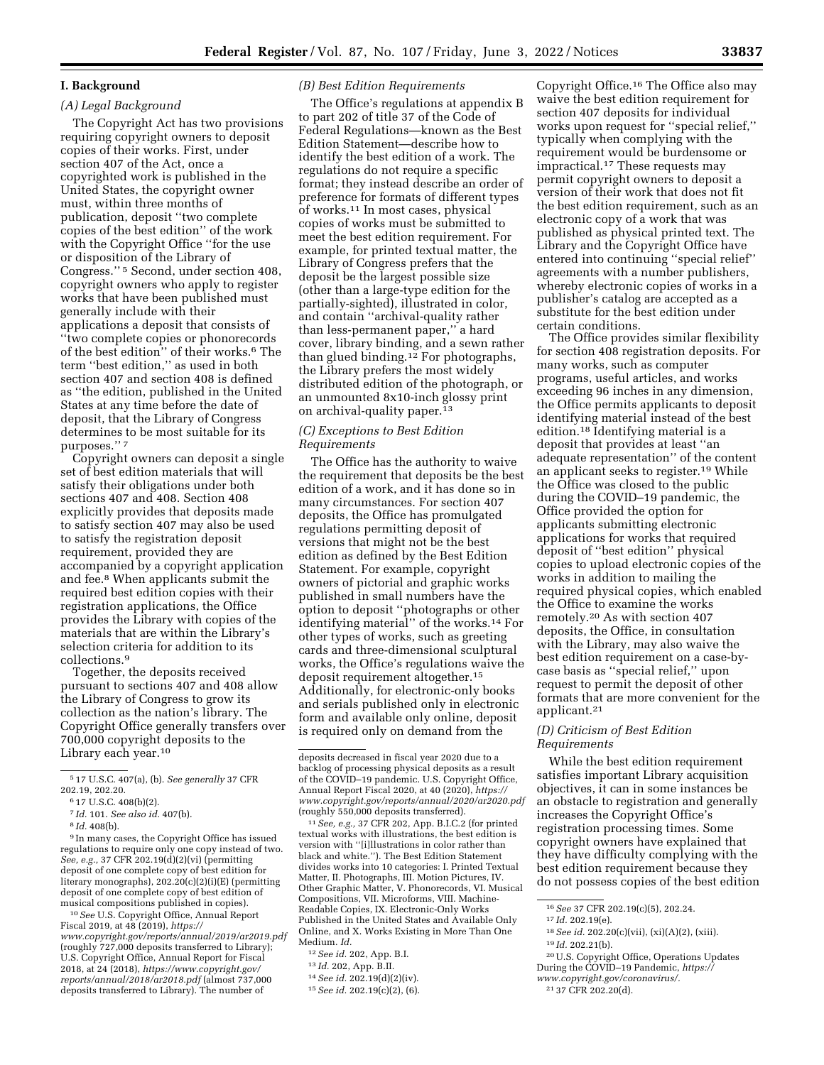## I. Background

### (A) Legal Background

The Copyright Act has two provisions requiring copyright owners to deposit copies of their works. First, under section 407 of the Act, once a copyrighted work is published in the United States, the copyright owner must, within three months of publication, deposit "two complete copies of the best edition" of the work with the Copyright Office "for the use or disposition of the Library of Congress."[5] Second, under section 408, copyright owners who apply to register works that have been published must generally include with their applications a deposit that consists of "two complete copies or phonorecords of the best edition" of their works.[6] The term "best edition," as used in both section 407 and section 408 is defined as "the edition, published in the United States at any time before the date of deposit, that the Library of Congress determines to be most suitable for its purposes."[7]

Copyright owners can deposit a single set of best edition materials that will satisfy their obligations under both sections 407 and 408. Section 408 explicitly provides that deposits made to satisfy section 407 may also be used to satisfy the registration deposit requirement, provided they are accompanied by a copyright application and fee.[8] When applicants submit the required best edition copies with their registration applications, the Office provides the Library with copies of the materials that are within the Library's selection criteria for addition to its collections.[9]

Together, the deposits received pursuant to sections 407 and 408 allow the Library of Congress to grow its collection as the nation's library. The Copyright Office generally transfers over 700,000 copyright deposits to the Library each year.[10]

### (B) Best Edition Requirements

The Office's regulations at appendix B to part 202 of title 37 of the Code of Federal Regulations—known as the Best Edition Statement—describe how to identify the best edition of a work. The regulations do not require a specific format; they instead describe an order of preference for formats of different types of works.[11] In most cases, physical copies of works must be submitted to meet the best edition requirement. For example, for printed textual matter, the Library of Congress prefers that the deposit be the largest possible size (other than a large-type edition for the partially-sighted), illustrated in color, and contain "archival-quality rather than less-permanent paper," a hard cover, library binding, and a sewn rather than glued binding.[12] For photographs, the Library prefers the most widely distributed edition of the photograph, or an unmounted 8x10-inch glossy print on archival-quality paper.[13]

### (C) Exceptions to Best Edition Requirements

The Office has the authority to waive the requirement that deposits be the best edition of a work, and it has done so in many circumstances. For section 407 deposits, the Office has promulgated regulations permitting deposit of versions that might not be the best edition as defined by the Best Edition Statement. For example, copyright owners of pictorial and graphic works published in small numbers have the option to deposit "photographs or other identifying material" of the works.[14] For other types of works, such as greeting cards and three-dimensional sculptural works, the Office's regulations waive the deposit requirement altogether.[15] Additionally, for electronic-only books and serials published only in electronic form and available only online, deposit is required only on demand from the Copyright Office.[16] The Office also may waive the best edition requirement for section 407 deposits for individual works upon request for "special relief," typically when complying with the requirement would be burdensome or impractical.[17] These requests may permit copyright owners to deposit a version of their work that does not fit the best edition requirement, such as an electronic copy of a work that was published as physical printed text. The Library and the Copyright Office have entered into continuing "special relief" agreements with a number publishers, whereby electronic copies of works in a publisher's catalog are accepted as a substitute for the best edition under certain conditions.

The Office provides similar flexibility for section 408 registration deposits. For many works, such as computer programs, useful articles, and works exceeding 96 inches in any dimension, the Office permits applicants to deposit identifying material instead of the best edition.[18] Identifying material is a deposit that provides at least "an adequate representation" of the content an applicant seeks to register.[19] While the Office was closed to the public during the COVID–19 pandemic, the Office provided the option for applicants submitting electronic applications for works that required deposit of "best edition" physical copies to upload electronic copies of the works in addition to mailing the required physical copies, which enabled the Office to examine the works remotely.[20] As with section 407 deposits, the Office, in consultation with the Library, may also waive the best edition requirement on a case-by-case basis as "special relief," upon request to permit the deposit of other formats that are more convenient for the applicant.[21]

### (D) Criticism of Best Edition Requirements

While the best edition requirement satisfies important Library acquisition objectives, it can in some instances be an obstacle to registration and generally increases the Copyright Office's registration processing times. Some copyright owners have explained that they have difficulty complying with the best edition requirement because they do not possess copies of the best edition

---

[5] 17 U.S.C. 407(a), (b). *See generally* 37 CFR 202.19, 202.20.

[6] 17 U.S.C. 408(b)(2).

[7] *Id.* 101. *See also id.* 407(b).

[8] *Id.* 408(b).

[9] In many cases, the Copyright Office has issued regulations to require only one copy instead of two. *See, e.g.,* 37 CFR 202.19(d)(2)(vi) (permitting deposit of one complete copy of best edition for literary monographs), 202.20(c)(2)(i)(E) (permitting deposit of one complete copy of best edition of musical compositions published in copies).

[10] *See* U.S. Copyright Office, Annual Report Fiscal 2019, at 48 (2019), *https://www.copyright.gov/reports/annual/2019/ar2019.pdf* (roughly 727,000 deposits transferred to Library); U.S. Copyright Office, Annual Report for Fiscal 2018, at 24 (2018), *https://www.copyright.gov/reports/annual/2018/ar2018.pdf* (almost 737,000 deposits transferred to Library). The number of deposits decreased in fiscal year 2020 due to a backlog of processing physical deposits as a result of the COVID–19 pandemic. U.S. Copyright Office, Annual Report Fiscal 2020, at 40 (2020), *https://www.copyright.gov/reports/annual/2020/ar2020.pdf* (roughly 550,000 deposits transferred).

[11] *See, e.g.,* 37 CFR 202, App. B.I.C.2 (for printed textual works with illustrations, the best edition is version with "[i]llustrations in color rather than black and white."). The Best Edition Statement divides works into 10 categories: I. Printed Textual Matter, II. Photographs, III. Motion Pictures, IV. Other Graphic Matter, V. Phonorecords, VI. Musical Compositions, VII. Microforms, VIII. Machine-Readable Copies, IX. Electronic-Only Works Published in the United States and Available Only Online, and X. Works Existing in More Than One Medium. *Id.*

[12] *See id.* 202, App. B.I.

[13] *Id.* 202, App. B.II.

[14] *See id.* 202.19(d)(2)(iv).

[15] *See id.* 202.19(c)(2), (6).

[16] *See* 37 CFR 202.19(c)(5), 202.24.

[17] *Id.* 202.19(e).

[18] *See id.* 202.20(c)(vii), (xi)(A)(2), (xiii).

[19] *Id.* 202.21(b).

[20] U.S. Copyright Office, Operations Updates During the COVID–19 Pandemic, *https://www.copyright.gov/coronavirus/*.

[21] 37 CFR 202.20(d).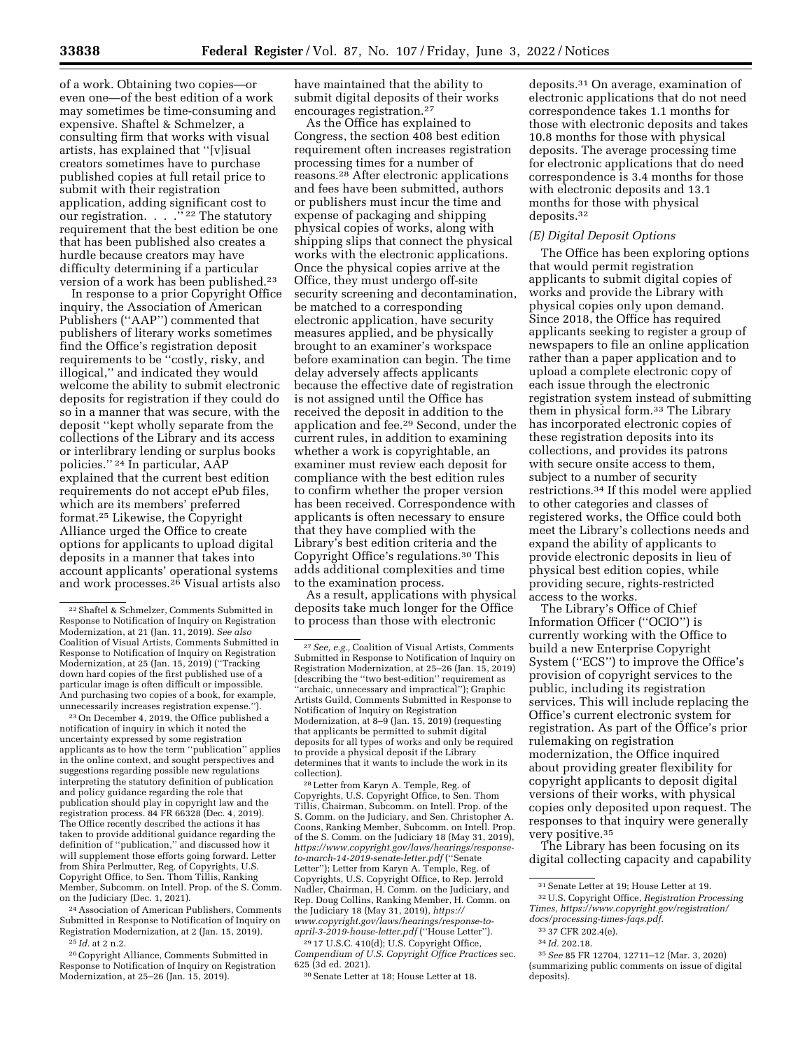of a work. Obtaining two copies—or even one—of the best edition of a work may sometimes be time-consuming and expensive. Shaftel & Schmelzer, a consulting firm that works with visual artists, has explained that ''[v]isual creators sometimes have to purchase published copies at full retail price to submit with their registration application, adding significant cost to our registration. . . .'' [22] The statutory requirement that the best edition be one that has been published also creates a hurdle because creators may have difficulty determining if a particular version of a work has been published.[23]

In response to a prior Copyright Office inquiry, the Association of American Publishers (''AAP'') commented that publishers of literary works sometimes find the Office's registration deposit requirements to be ''costly, risky, and illogical,'' and indicated they would welcome the ability to submit electronic deposits for registration if they could do so in a manner that was secure, with the deposit ''kept wholly separate from the collections of the Library and its access or interlibrary lending or surplus books policies.'' [24] In particular, AAP explained that the current best edition requirements do not accept ePub files, which are its members' preferred format.[25] Likewise, the Copyright Alliance urged the Office to create options for applicants to upload digital deposits in a manner that takes into account applicants' operational systems and work processes.[26] Visual artists also have maintained that the ability to submit digital deposits of their works encourages registration.[27]

As the Office has explained to Congress, the section 408 best edition requirement often increases registration processing times for a number of reasons.[28] After electronic applications and fees have been submitted, authors or publishers must incur the time and expense of packaging and shipping physical copies of works, along with shipping slips that connect the physical works with the electronic applications. Once the physical copies arrive at the Office, they must undergo off-site security screening and decontamination, be matched to a corresponding electronic application, have security measures applied, and be physically brought to an examiner's workspace before examination can begin. The time delay adversely affects applicants because the effective date of registration is not assigned until the Office has received the deposit in addition to the application and fee.[29] Second, under the current rules, in addition to examining whether a work is copyrightable, an examiner must review each deposit for compliance with the best edition rules to confirm whether the proper version has been received. Correspondence with applicants is often necessary to ensure that they have complied with the Library's best edition criteria and the Copyright Office's regulations.[30] This adds additional complexities and time to the examination process.

As a result, applications with physical deposits take much longer for the Office to process than those with electronic deposits.[31] On average, examination of electronic applications that do not need correspondence takes 1.1 months for those with electronic deposits and takes 10.8 months for those with physical deposits. The average processing time for electronic applications that do need correspondence is 3.4 months for those with electronic deposits and 13.1 months for those with physical deposits.[32]

### *(E) Digital Deposit Options*

The Office has been exploring options that would permit registration applicants to submit digital copies of works and provide the Library with physical copies only upon demand. Since 2018, the Office has required applicants seeking to register a group of newspapers to file an online application rather than a paper application and to upload a complete electronic copy of each issue through the electronic registration system instead of submitting them in physical form.[33] The Library has incorporated electronic copies of these registration deposits into its collections, and provides its patrons with secure onsite access to them, subject to a number of security restrictions.[34] If this model were applied to other categories and classes of registered works, the Office could both meet the Library's collections needs and expand the ability of applicants to provide electronic deposits in lieu of physical best edition copies, while providing secure, rights-restricted access to the works.

The Library's Office of Chief Information Officer (''OCIO'') is currently working with the Office to build a new Enterprise Copyright System (''ECS'') to improve the Office's provision of copyright services to the public, including its registration services. This will include replacing the Office's current electronic system for registration. As part of the Office's prior rulemaking on registration modernization, the Office inquired about providing greater flexibility for copyright applicants to deposit digital versions of their works, with physical copies only deposited upon request. The responses to that inquiry were generally very positive.[35]

The Library has been focusing on its digital collecting capacity and capability

---

[22] Shaftel & Schmelzer, Comments Submitted in Response to Notification of Inquiry on Registration Modernization, at 21 (Jan. 11, 2019). *See also* Coalition of Visual Artists, Comments Submitted in Response to Notification of Inquiry on Registration Modernization, at 25 (Jan. 15, 2019) (''Tracking down hard copies of the first published use of a particular image is often difficult or impossible. And purchasing two copies of a book, for example, unnecessarily increases registration expense.'').

[23] On December 4, 2019, the Office published a notification of inquiry in which it noted the uncertainty expressed by some registration applicants as to how the term ''publication'' applies in the online context, and sought perspectives and suggestions regarding possible new regulations interpreting the statutory definition of publication and policy guidance regarding the role that publication should play in copyright law and the registration process. 84 FR 66328 (Dec. 4, 2019). The Office recently described the actions it has taken to provide additional guidance regarding the definition of ''publication,'' and discussed how it will supplement those efforts going forward. Letter from Shira Perlmutter, Reg. of Copyrights, U.S. Copyright Office, to Sen. Thom Tillis, Ranking Member, Subcomm. on Intell. Prop. of the S. Comm. on the Judiciary (Dec. 1, 2021).

[24] Association of American Publishers, Comments Submitted in Response to Notification of Inquiry on Registration Modernization, at 2 (Jan. 15, 2019).

[25] *Id.* at 2 n.2.

[26] Copyright Alliance, Comments Submitted in Response to Notification of Inquiry on Registration Modernization, at 25–26 (Jan. 15, 2019).

[27] *See, e.g.,* Coalition of Visual Artists, Comments Submitted in Response to Notification of Inquiry on Registration Modernization, at 25–26 (Jan. 15, 2019) (describing the ''two best-edition'' requirement as ''archaic, unnecessary and impractical''); Graphic Artists Guild, Comments Submitted in Response to Notification of Inquiry on Registration Modernization, at 8–9 (Jan. 15, 2019) (requesting that applicants be permitted to submit digital deposits for all types of works and only be required to provide a physical deposit if the Library determines that it wants to include the work in its collection).

[28] Letter from Karyn A. Temple, Reg. of Copyrights, U.S. Copyright Office, to Sen. Thom Tillis, Chairman, Subcomm. on Intell. Prop. of the S. Comm. on the Judiciary, and Sen. Christopher A. Coons, Ranking Member, Subcomm. on Intell. Prop. of the S. Comm. on the Judiciary 18 (May 31, 2019), *https://www.copyright.gov/laws/hearings/response-to-march-14-2019-senate-letter.pdf* (''Senate Letter''); Letter from Karyn A. Temple, Reg. of Copyrights, U.S. Copyright Office, to Rep. Jerrold Nadler, Chairman, H. Comm. on the Judiciary, and Rep. Doug Collins, Ranking Member, H. Comm. on the Judiciary 18 (May 31, 2019), *https://www.copyright.gov/laws/hearings/response-to-april-3-2019-house-letter.pdf* (''House Letter'').

[29] 17 U.S.C. 410(d); U.S. Copyright Office, *Compendium of U.S. Copyright Office Practices* sec. 625 (3d ed. 2021).

[30] Senate Letter at 18; House Letter at 18.

[31] Senate Letter at 19; House Letter at 19.

[32] U.S. Copyright Office, *Registration Processing Times, https://www.copyright.gov/registration/docs/processing-times-faqs.pdf.*

[33] 37 CFR 202.4(e).

[34] *Id.* 202.18.

[35] *See* 85 FR 12704, 12711–12 (Mar. 3, 2020) (summarizing public comments on issue of digital deposits).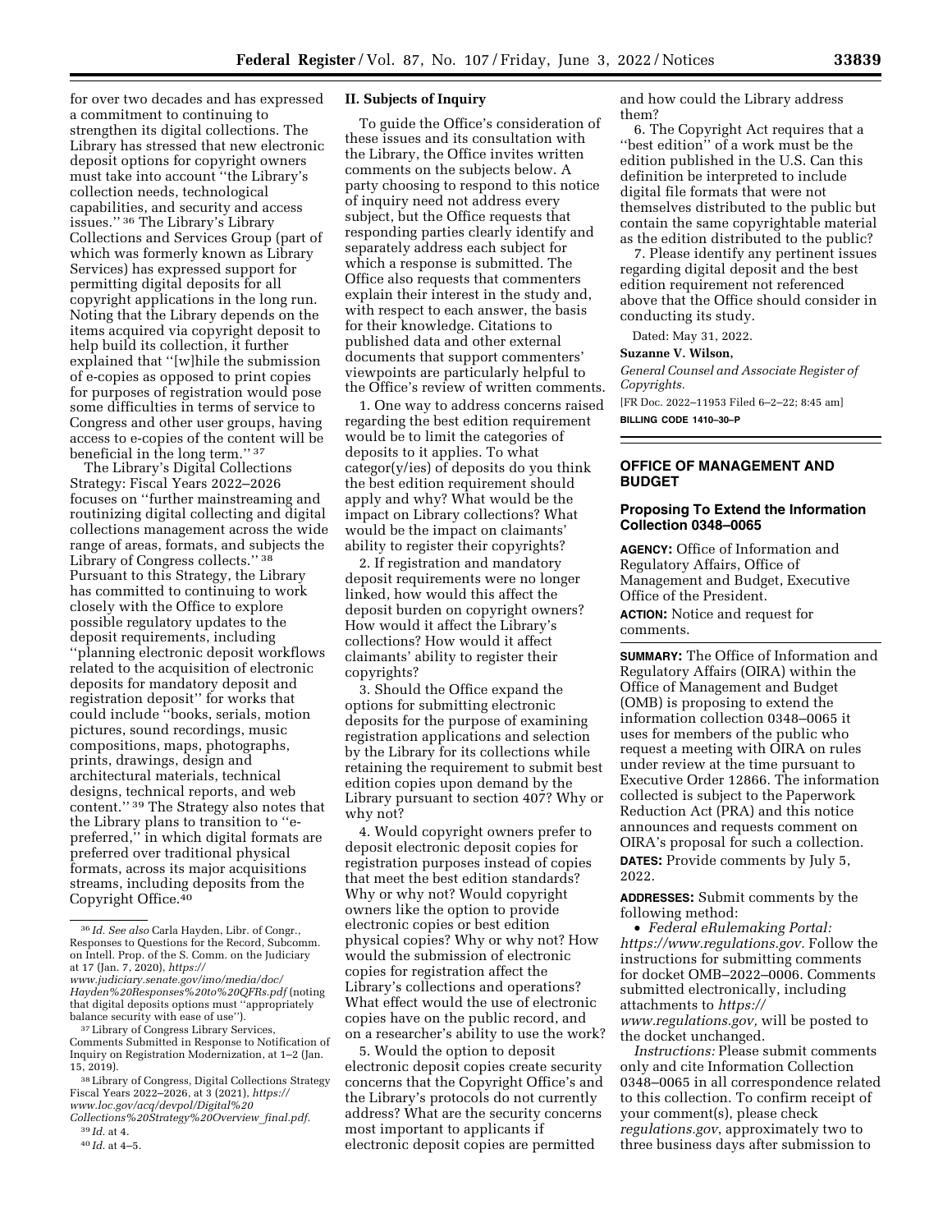for over two decades and has expressed a commitment to continuing to strengthen its digital collections. The Library has stressed that new electronic deposit options for copyright owners must take into account ''the Library's collection needs, technological capabilities, and security and access issues.'' [36] The Library's Library Collections and Services Group (part of which was formerly known as Library Services) has expressed support for permitting digital deposits for all copyright applications in the long run. Noting that the Library depends on the items acquired via copyright deposit to help build its collection, it further explained that ''[w]hile the submission of e-copies as opposed to print copies for purposes of registration would pose some difficulties in terms of service to Congress and other user groups, having access to e-copies of the content will be beneficial in the long term.'' [37]

The Library's Digital Collections Strategy: Fiscal Years 2022–2026 focuses on ''further mainstreaming and routinizing digital collecting and digital collections management across the wide range of areas, formats, and subjects the Library of Congress collects.'' [38] Pursuant to this Strategy, the Library has committed to continuing to work closely with the Office to explore possible regulatory updates to the deposit requirements, including ''planning electronic deposit workflows related to the acquisition of electronic deposits for mandatory deposit and registration deposit'' for works that could include ''books, serials, motion pictures, sound recordings, music compositions, maps, photographs, prints, drawings, design and architectural materials, technical designs, technical reports, and web content.'' [39] The Strategy also notes that the Library plans to transition to ''e-preferred,'' in which digital formats are preferred over traditional physical formats, across its major acquisitions streams, including deposits from the Copyright Office.[40]

[36] *Id. See also* Carla Hayden, Libr. of Congr., Responses to Questions for the Record, Subcomm. on Intell. Prop. of the S. Comm. on the Judiciary at 17 (Jan. 7, 2020), *https://www.judiciary.senate.gov/imo/media/doc/Hayden%20Responses%20to%20QFRs.pdf* (noting that digital deposits options must ''appropriately balance security with ease of use'').

[37] Library of Congress Library Services, Comments Submitted in Response to Notification of Inquiry on Registration Modernization, at 1–2 (Jan. 15, 2019).

[38] Library of Congress, Digital Collections Strategy Fiscal Years 2022–2026, at 3 (2021), *https://www.loc.gov/acq/devpol/Digital%20Collections%20Strategy%20Overview_final.pdf*.

[39] *Id.* at 4.

[40] *Id.* at 4–5.

## II. Subjects of Inquiry

To guide the Office's consideration of these issues and its consultation with the Library, the Office invites written comments on the subjects below. A party choosing to respond to this notice of inquiry need not address every subject, but the Office requests that responding parties clearly identify and separately address each subject for which a response is submitted. The Office also requests that commenters explain their interest in the study and, with respect to each answer, the basis for their knowledge. Citations to published data and other external documents that support commenters' viewpoints are particularly helpful to the Office's review of written comments.

1. One way to address concerns raised regarding the best edition requirement would be to limit the categories of deposits to it applies. To what categor(y/ies) of deposits do you think the best edition requirement should apply and why? What would be the impact on Library collections? What would be the impact on claimants' ability to register their copyrights?

2. If registration and mandatory deposit requirements were no longer linked, how would this affect the deposit burden on copyright owners? How would it affect the Library's collections? How would it affect claimants' ability to register their copyrights?

3. Should the Office expand the options for submitting electronic deposits for the purpose of examining registration applications and selection by the Library for its collections while retaining the requirement to submit best edition copies upon demand by the Library pursuant to section 407? Why or why not?

4. Would copyright owners prefer to deposit electronic deposit copies for registration purposes instead of copies that meet the best edition standards? Why or why not? Would copyright owners like the option to provide electronic copies or best edition physical copies? Why or why not? How would the submission of electronic copies for registration affect the Library's collections and operations? What effect would the use of electronic copies have on the public record, and on a researcher's ability to use the work?

5. Would the option to deposit electronic deposit copies create security concerns that the Copyright Office's and the Library's protocols do not currently address? What are the security concerns most important to applicants if electronic deposit copies are permitted and how could the Library address them?

6. The Copyright Act requires that a ''best edition'' of a work must be the edition published in the U.S. Can this definition be interpreted to include digital file formats that were not themselves distributed to the public but contain the same copyrightable material as the edition distributed to the public?

7. Please identify any pertinent issues regarding digital deposit and the best edition requirement not referenced above that the Office should consider in conducting its study.

Dated: May 31, 2022.

**Suzanne V. Wilson,**

*General Counsel and Associate Register of Copyrights.*

[FR Doc. 2022–11953 Filed 6–2–22; 8:45 am]

**BILLING CODE 1410–30–P**

---

# OFFICE OF MANAGEMENT AND BUDGET

## Proposing To Extend the Information Collection 0348–0065

**AGENCY:** Office of Information and Regulatory Affairs, Office of Management and Budget, Executive Office of the President.

**ACTION:** Notice and request for comments.

**SUMMARY:** The Office of Information and Regulatory Affairs (OIRA) within the Office of Management and Budget (OMB) is proposing to extend the information collection 0348–0065 it uses for members of the public who request a meeting with OIRA on rules under review at the time pursuant to Executive Order 12866. The information collected is subject to the Paperwork Reduction Act (PRA) and this notice announces and requests comment on OIRA's proposal for such a collection.

**DATES:** Provide comments by July 5, 2022.

**ADDRESSES:** Submit comments by the following method:

- *Federal eRulemaking Portal: https://www.regulations.gov.* Follow the instructions for submitting comments for docket OMB–2022–0006. Comments submitted electronically, including attachments to *https://www.regulations.gov,* will be posted to the docket unchanged.

*Instructions:* Please submit comments only and cite Information Collection 0348–0065 in all correspondence related to this collection. To confirm receipt of your comment(s), please check *regulations.gov*, approximately two to three business days after submission to